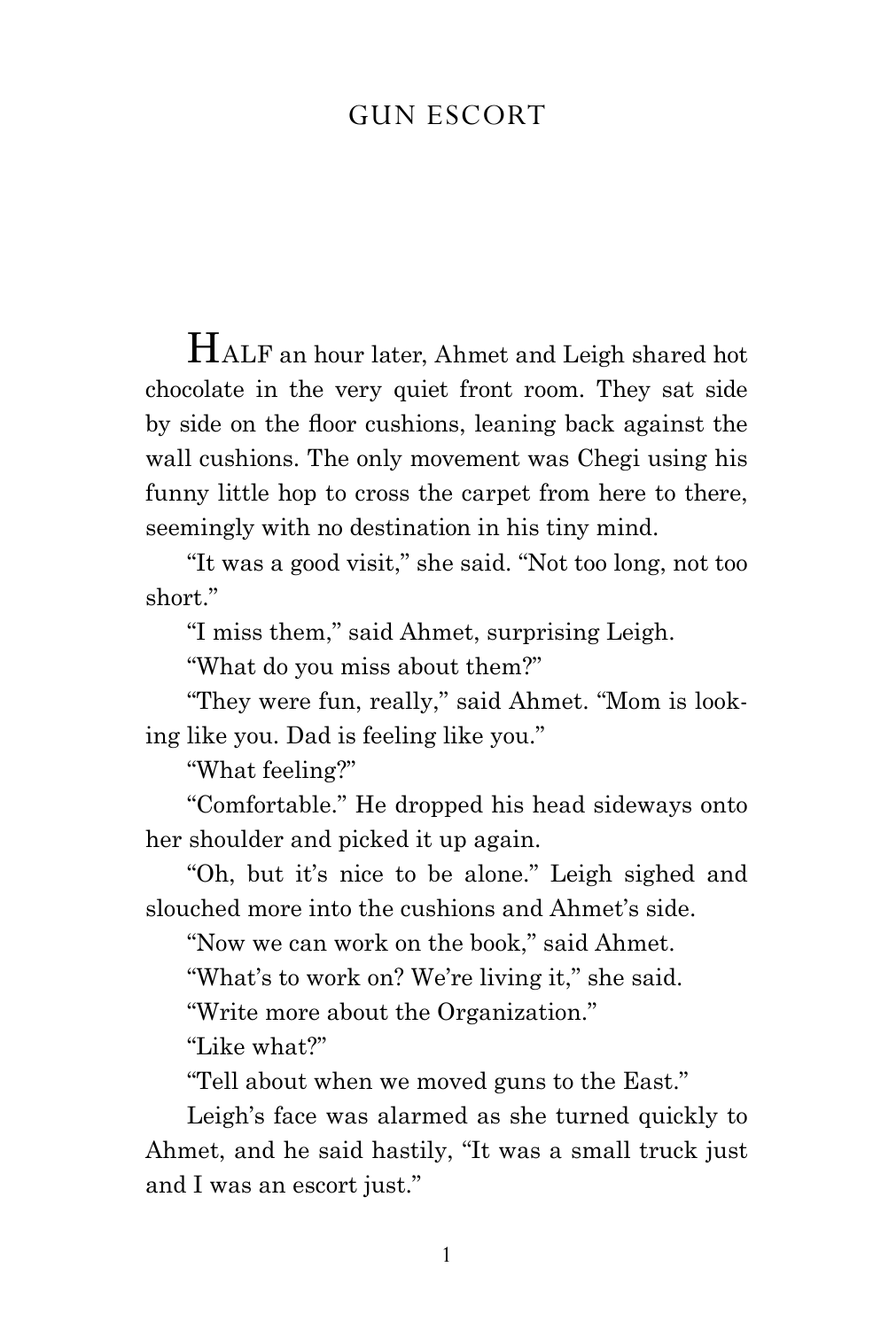# GUN ESCORT

HALF an hour later, Ahmet and Leigh shared hot chocolate in the very quiet front room. They sat side by side on the floor cushions, leaning back against the wall cushions. The only movement was Chegi using his funny little hop to cross the carpet from here to there, seemingly with no destination in his tiny mind.

"It was a good visit," she said. "Not too long, not too short."

"I miss them," said Ahmet, surprising Leigh.

"What do you miss about them?"

"They were fun, really," said Ahmet. "Mom is looking like you. Dad is feeling like you."

"What feeling?"

"Comfortable." He dropped his head sideways onto her shoulder and picked it up again.

"Oh, but it's nice to be alone." Leigh sighed and slouched more into the cushions and Ahmet's side.

"Now we can work on the book," said Ahmet.

"What's to work on? We're living it," she said.

"Write more about the Organization."

"Like what?"

"Tell about when we moved guns to the East."

Leigh's face was alarmed as she turned quickly to Ahmet, and he said hastily, "It was a small truck just and I was an escort just."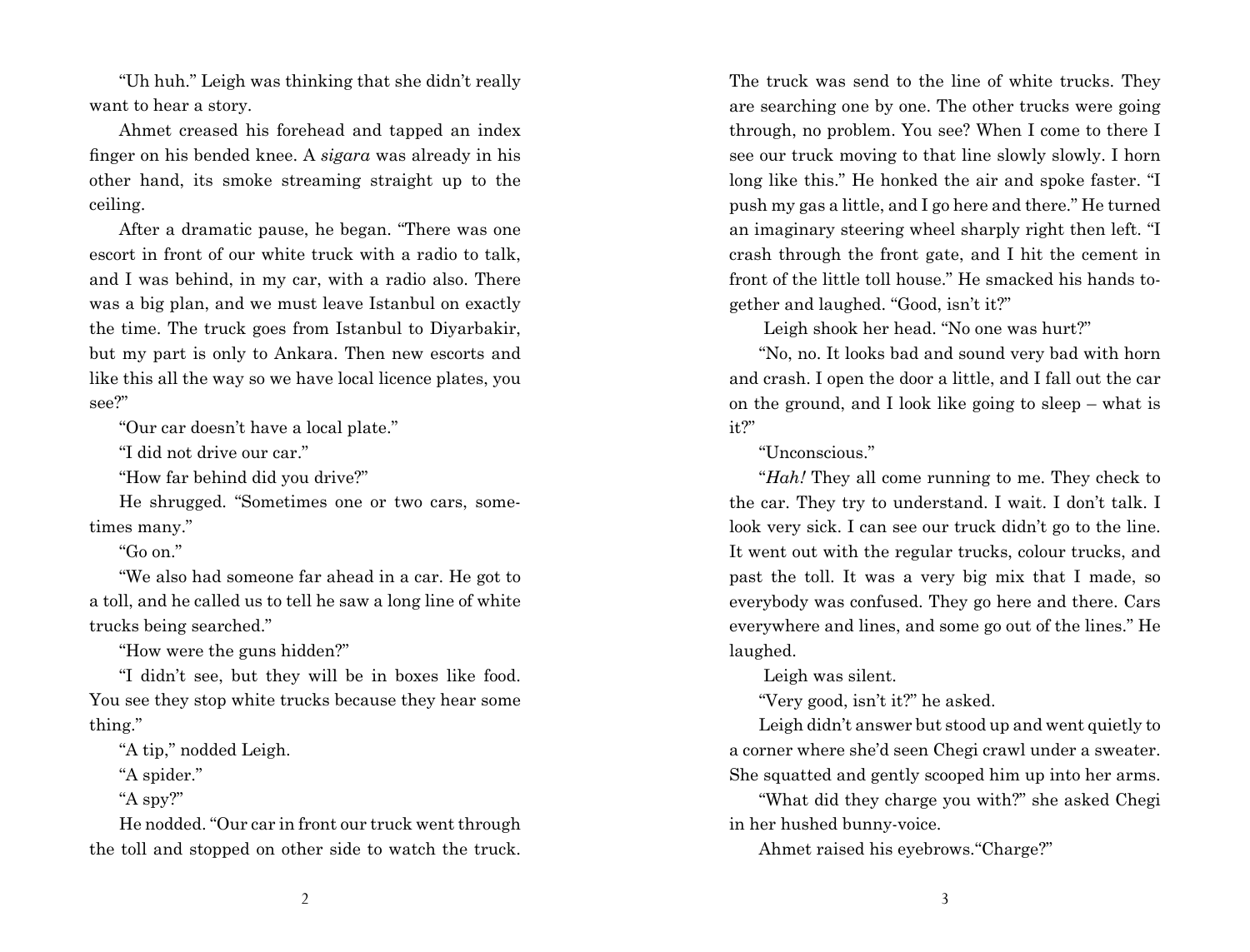"Uh huh." Leigh was thinking that she didn't really want to hear a story.

Ahmet creased his forehead and tapped an index finger on his bended knee. A *sigara* was already in his other hand, its smoke streaming straight up to the ceiling.

After a dramatic pause, he began. "There was one escort in front of our white truck with a radio to talk, and I was behind, in my car, with a radio also. There was a big plan, and we must leave Istanbul on exactly the time. The truck goes from Istanbul to Diyarbakir, but my part is only to Ankara. Then new escorts and like this all the way so we have local licence plates, you see?"

"Our car doesn't have a local plate."

"I did not drive our car."

"How far behind did you drive?"

He shrugged. "Sometimes one or two cars, sometimes many."

"Go on."

"We also had someone far ahead in a car. He got to a toll, and he called us to tell he saw a long line of white trucks being searched."

"How were the guns hidden?"

"I didn't see, but they will be in boxes like food. You see they stop white trucks because they hear some thing."

"A tip," nodded Leigh.

"A spider."

"A spy?"

He nodded. "Our car in front our truck went through the toll and stopped on other side to watch the truck. The truck was send to the line of white trucks. They are searching one by one. The other trucks were going through, no problem. You see? When I come to there I see our truck moving to that line slowly slowly. I horn long like this." He honked the air and spoke faster. "I push my gas a little, and I go here and there." He turned an imaginary steering wheel sharply right then left. "I crash through the front gate, and I hit the cement in front of the little toll house." He smacked his hands together and laughed. "Good, isn't it?"

Leigh shook her head. "No one was hurt?"

"No, no. It looks bad and sound very bad with horn and crash. I open the door a little, and I fall out the car on the ground, and I look like going to sleep – what is it?"

"Unconscious."

"*Hah!* They all come running to me. They check to the car. They try to understand. I wait. I don't talk. I look very sick. I can see our truck didn't go to the line. It went out with the regular trucks, colour trucks, and past the toll. It was a very big mix that I made, so everybody was confused. They go here and there. Cars everywhere and lines, and some go out of the lines." He laughed.

Leigh was silent.

"Very good, isn't it?" he asked.

Leigh didn't answer but stood up and went quietly to a corner where she'd seen Chegi crawl under a sweater. She squatted and gently scooped him up into her arms.

"What did they charge you with?" she asked Chegi in her hushed bunny-voice.

Ahmet raised his eyebrows."Charge?"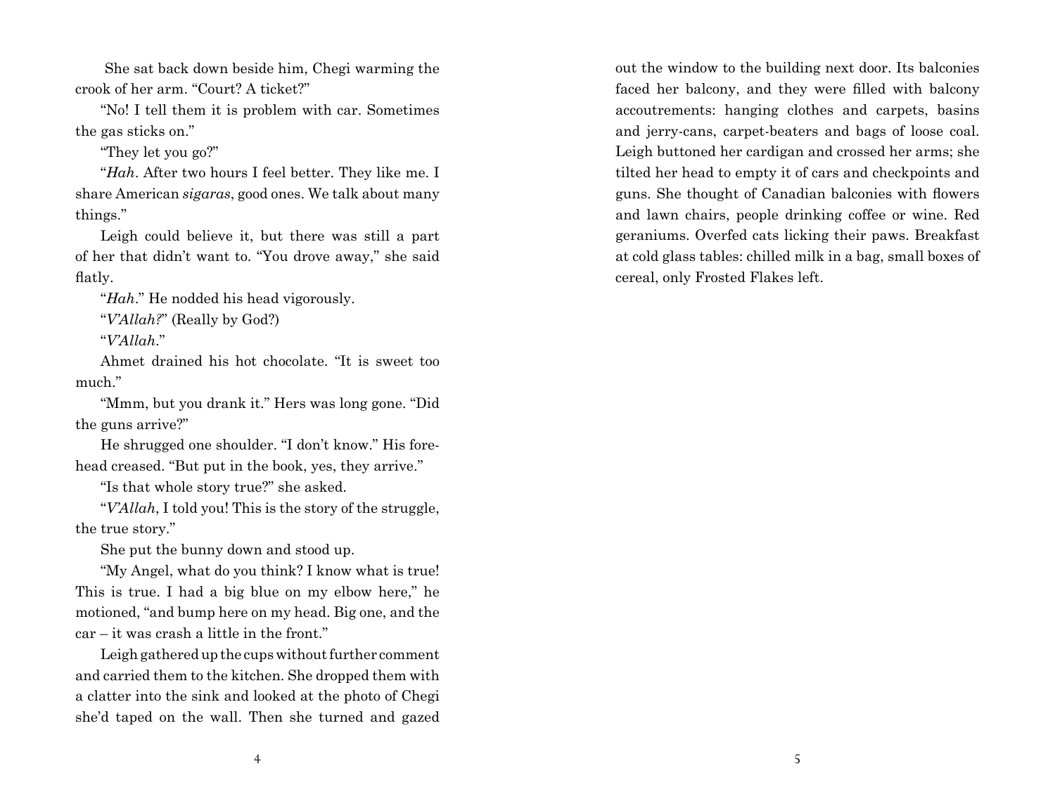She sat back down beside him, Chegi warming the crook of her arm. "Court? A ticket?"

"No! I tell them it is problem with car. Sometimes the gas sticks on."

"They let you go?"

"*Hah*. After two hours I feel better. They like me. I share American *sigaras*, good ones. We talk about many things."

Leigh could believe it, but there was still a part of her that didn't want to. "You drove away," she said flatly.

"*Hah*." He nodded his head vigorously.

"*V'Allah?*" (Really by God?)

"*V'Allah*."

Ahmet drained his hot chocolate. "It is sweet too much."

"Mmm, but you drank it." Hers was long gone. "Did the guns arrive?"

He shrugged one shoulder. "I don't know." His forehead creased. "But put in the book, yes, they arrive."

"Is that whole story true?" she asked.

"*V'Allah*, I told you! This is the story of the struggle, the true story."

She put the bunny down and stood up.

"My Angel, what do you think? I know what is true! This is true. I had a big blue on my elbow here," he motioned, "and bump here on my head. Big one, and the car – it was crash a little in the front."

Leigh gathered up the cups without further comment and carried them to the kitchen. She dropped them with a clatter into the sink and looked at the photo of Chegi she'd taped on the wall. Then she turned and gazed out the window to the building next door. Its balconies faced her balcony, and they were filled with balcony accoutrements: hanging clothes and carpets, basins and jerry-cans, carpet-beaters and bags of loose coal. Leigh buttoned her cardigan and crossed her arms; she tilted her head to empty it of cars and checkpoints and guns. She thought of Canadian balconies with flowers and lawn chairs, people drinking coffee or wine. Red geraniums. Overfed cats licking their paws. Breakfast at cold glass tables: chilled milk in a bag, small boxes of cereal, only Frosted Flakes left.